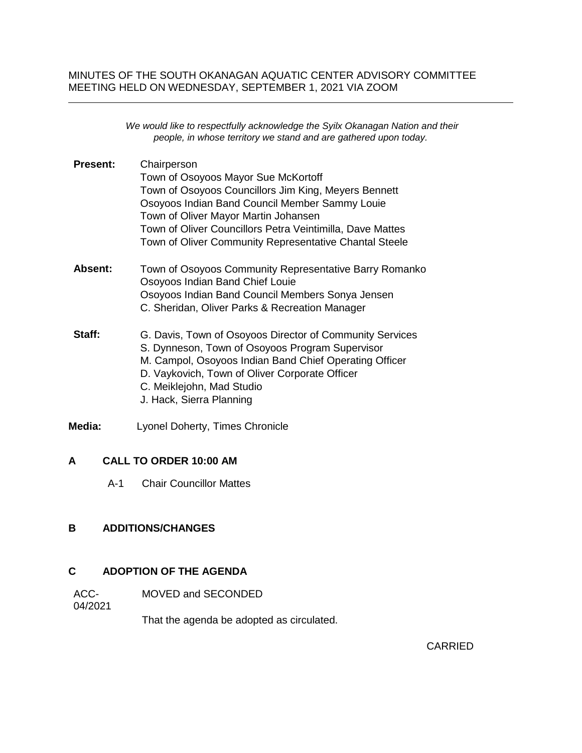MINUTES OF THE SOUTH OKANAGAN AQUATIC CENTER ADVISORY COMMITTEE MEETING HELD ON WEDNESDAY, SEPTEMBER 1, 2021 VIA ZOOM

---

*We would like to respectfully acknowledge the Syilx Okanagan Nation and their people, in whose territory we stand and are gathered upon today.*

**Present:**
Chairperson
Town of Osoyoos Mayor Sue McKortoff
Town of Osoyoos Councillors Jim King, Meyers Bennett
Osoyoos Indian Band Council Member Sammy Louie
Town of Oliver Mayor Martin Johansen
Town of Oliver Councillors Petra Veintimilla, Dave Mattes
Town of Oliver Community Representative Chantal Steele

**Absent:**
Town of Osoyoos Community Representative Barry Romanko
Osoyoos Indian Band Chief Louie
Osoyoos Indian Band Council Members Sonya Jensen
C. Sheridan, Oliver Parks & Recreation Manager

**Staff:**
G. Davis, Town of Osoyoos Director of Community Services
S. Dynneson, Town of Osoyoos Program Supervisor
M. Campol, Osoyoos Indian Band Chief Operating Officer
D. Vaykovich, Town of Oliver Corporate Officer
C. Meiklejohn, Mad Studio
J. Hack, Sierra Planning

**Media:** Lyonel Doherty, Times Chronicle

## A CALL TO ORDER 10:00 AM

A-1 Chair Councillor Mattes

## B ADDITIONS/CHANGES

## C ADOPTION OF THE AGENDA

ACC-04/2021 MOVED and SECONDED

That the agenda be adopted as circulated.

CARRIED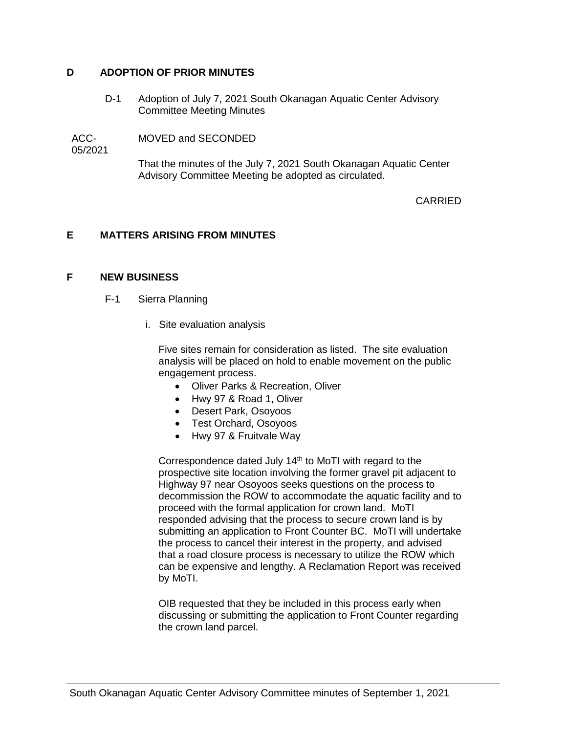## D ADOPTION OF PRIOR MINUTES

D-1 Adoption of July 7, 2021 South Okanagan Aquatic Center Advisory Committee Meeting Minutes

ACC-05/2021 MOVED and SECONDED

That the minutes of the July 7, 2021 South Okanagan Aquatic Center Advisory Committee Meeting be adopted as circulated.

CARRIED

## E MATTERS ARISING FROM MINUTES

## F NEW BUSINESS

F-1 Sierra Planning

i. Site evaluation analysis

Five sites remain for consideration as listed. The site evaluation analysis will be placed on hold to enable movement on the public engagement process.

- Oliver Parks & Recreation, Oliver
- Hwy 97 & Road 1, Oliver
- Desert Park, Osoyoos
- Test Orchard, Osoyoos
- Hwy 97 & Fruitvale Way

Correspondence dated July 14th to MoTI with regard to the prospective site location involving the former gravel pit adjacent to Highway 97 near Osoyoos seeks questions on the process to decommission the ROW to accommodate the aquatic facility and to proceed with the formal application for crown land. MoTI responded advising that the process to secure crown land is by submitting an application to Front Counter BC. MoTI will undertake the process to cancel their interest in the property, and advised that a road closure process is necessary to utilize the ROW which can be expensive and lengthy. A Reclamation Report was received by MoTI.

OIB requested that they be included in this process early when discussing or submitting the application to Front Counter regarding the crown land parcel.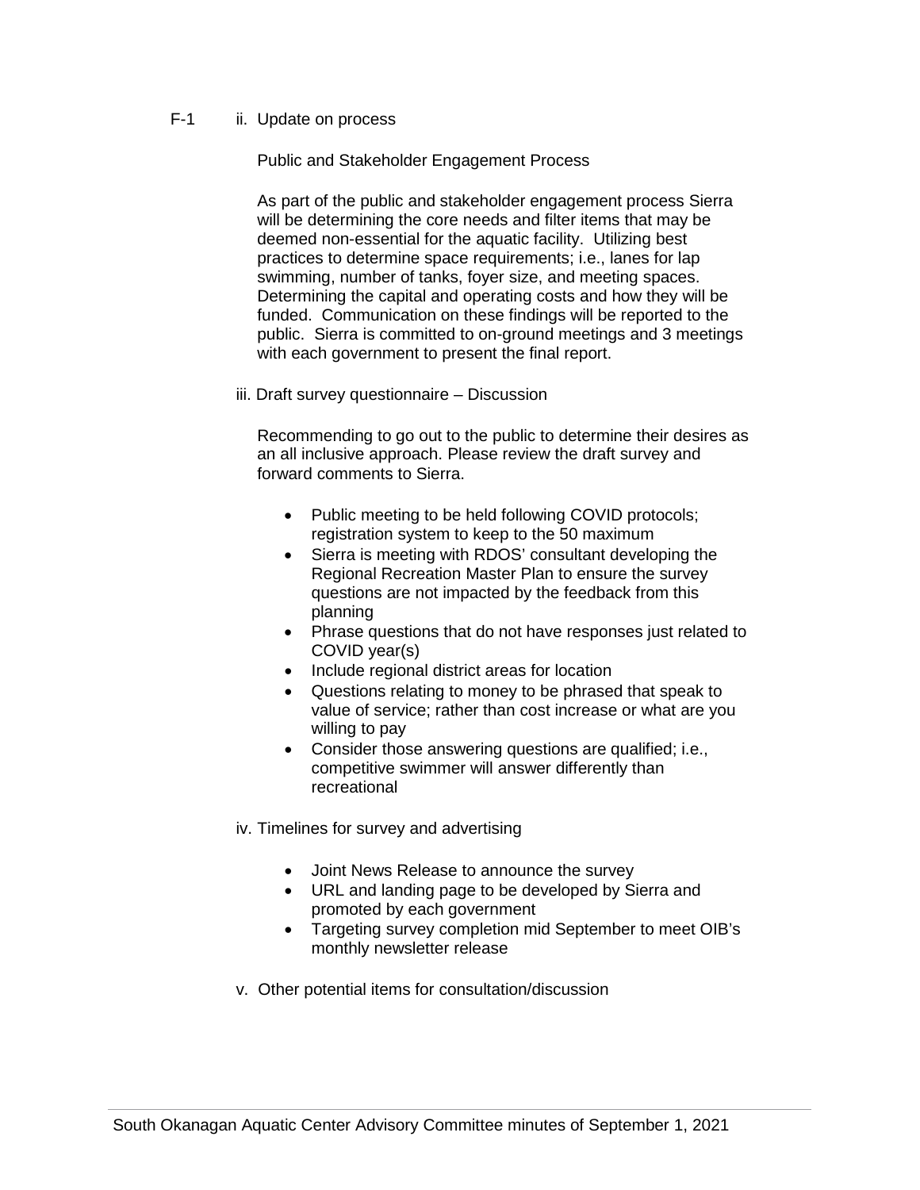F-1 ii. Update on process

Public and Stakeholder Engagement Process

As part of the public and stakeholder engagement process Sierra will be determining the core needs and filter items that may be deemed non-essential for the aquatic facility. Utilizing best practices to determine space requirements; i.e., lanes for lap swimming, number of tanks, foyer size, and meeting spaces. Determining the capital and operating costs and how they will be funded. Communication on these findings will be reported to the public. Sierra is committed to on-ground meetings and 3 meetings with each government to present the final report.

iii. Draft survey questionnaire – Discussion

Recommending to go out to the public to determine their desires as an all inclusive approach. Please review the draft survey and forward comments to Sierra.

- Public meeting to be held following COVID protocols; registration system to keep to the 50 maximum
- Sierra is meeting with RDOS' consultant developing the Regional Recreation Master Plan to ensure the survey questions are not impacted by the feedback from this planning
- Phrase questions that do not have responses just related to COVID year(s)
- Include regional district areas for location
- Questions relating to money to be phrased that speak to value of service; rather than cost increase or what are you willing to pay
- Consider those answering questions are qualified; i.e., competitive swimmer will answer differently than recreational

iv. Timelines for survey and advertising

- Joint News Release to announce the survey
- URL and landing page to be developed by Sierra and promoted by each government
- Targeting survey completion mid September to meet OIB's monthly newsletter release

v. Other potential items for consultation/discussion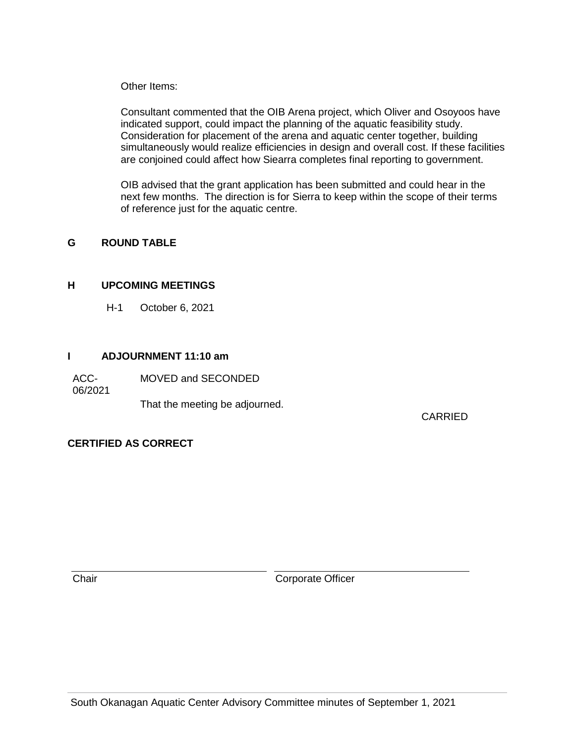Other Items:

Consultant commented that the OIB Arena project, which Oliver and Osoyoos have indicated support, could impact the planning of the aquatic feasibility study. Consideration for placement of the arena and aquatic center together, building simultaneously would realize efficiencies in design and overall cost. If these facilities are conjoined could affect how Siearra completes final reporting to government.

OIB advised that the grant application has been submitted and could hear in the next few months. The direction is for Sierra to keep within the scope of their terms of reference just for the aquatic centre.

## G ROUND TABLE

## H UPCOMING MEETINGS

H-1 October 6, 2021

## I ADJOURNMENT 11:10 am

ACC-06/2021 MOVED and SECONDED

That the meeting be adjourned.

CARRIED

**CERTIFIED AS CORRECT**

Chair

Corporate Officer

South Okanagan Aquatic Center Advisory Committee minutes of September 1, 2021